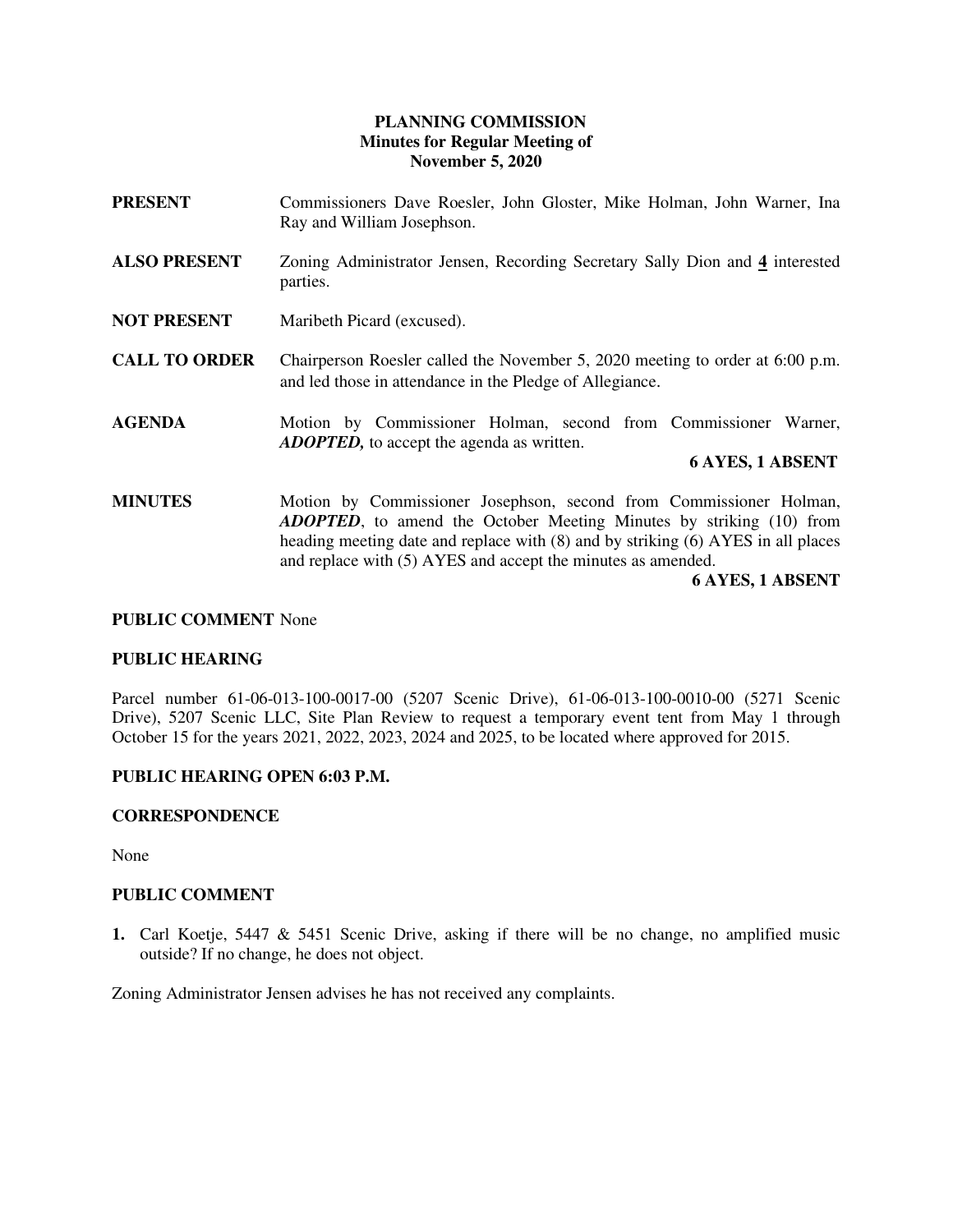# PLANNING COMMISSION
## Minutes for Regular Meeting of
## November 5, 2020

**PRESENT** Commissioners Dave Roesler, John Gloster, Mike Holman, John Warner, Ina Ray and William Josephson.

**ALSO PRESENT** Zoning Administrator Jensen, Recording Secretary Sally Dion and **4** interested parties.

**NOT PRESENT** Maribeth Picard (excused).

**CALL TO ORDER** Chairperson Roesler called the November 5, 2020 meeting to order at 6:00 p.m. and led those in attendance in the Pledge of Allegiance.

**AGENDA** Motion by Commissioner Holman, second from Commissioner Warner, ***ADOPTED,*** to accept the agenda as written.

**6 AYES, 1 ABSENT**

**MINUTES** Motion by Commissioner Josephson, second from Commissioner Holman, ***ADOPTED***, to amend the October Meeting Minutes by striking (10) from heading meeting date and replace with (8) and by striking (6) AYES in all places and replace with (5) AYES and accept the minutes as amended.

**6 AYES, 1 ABSENT**

**PUBLIC COMMENT** None

**PUBLIC HEARING**

Parcel number 61-06-013-100-0017-00 (5207 Scenic Drive), 61-06-013-100-0010-00 (5271 Scenic Drive), 5207 Scenic LLC, Site Plan Review to request a temporary event tent from May 1 through October 15 for the years 2021, 2022, 2023, 2024 and 2025, to be located where approved for 2015.

**PUBLIC HEARING OPEN 6:03 P.M.**

**CORRESPONDENCE**

None

**PUBLIC COMMENT**

1. Carl Koetje, 5447 & 5451 Scenic Drive, asking if there will be no change, no amplified music outside? If no change, he does not object.

Zoning Administrator Jensen advises he has not received any complaints.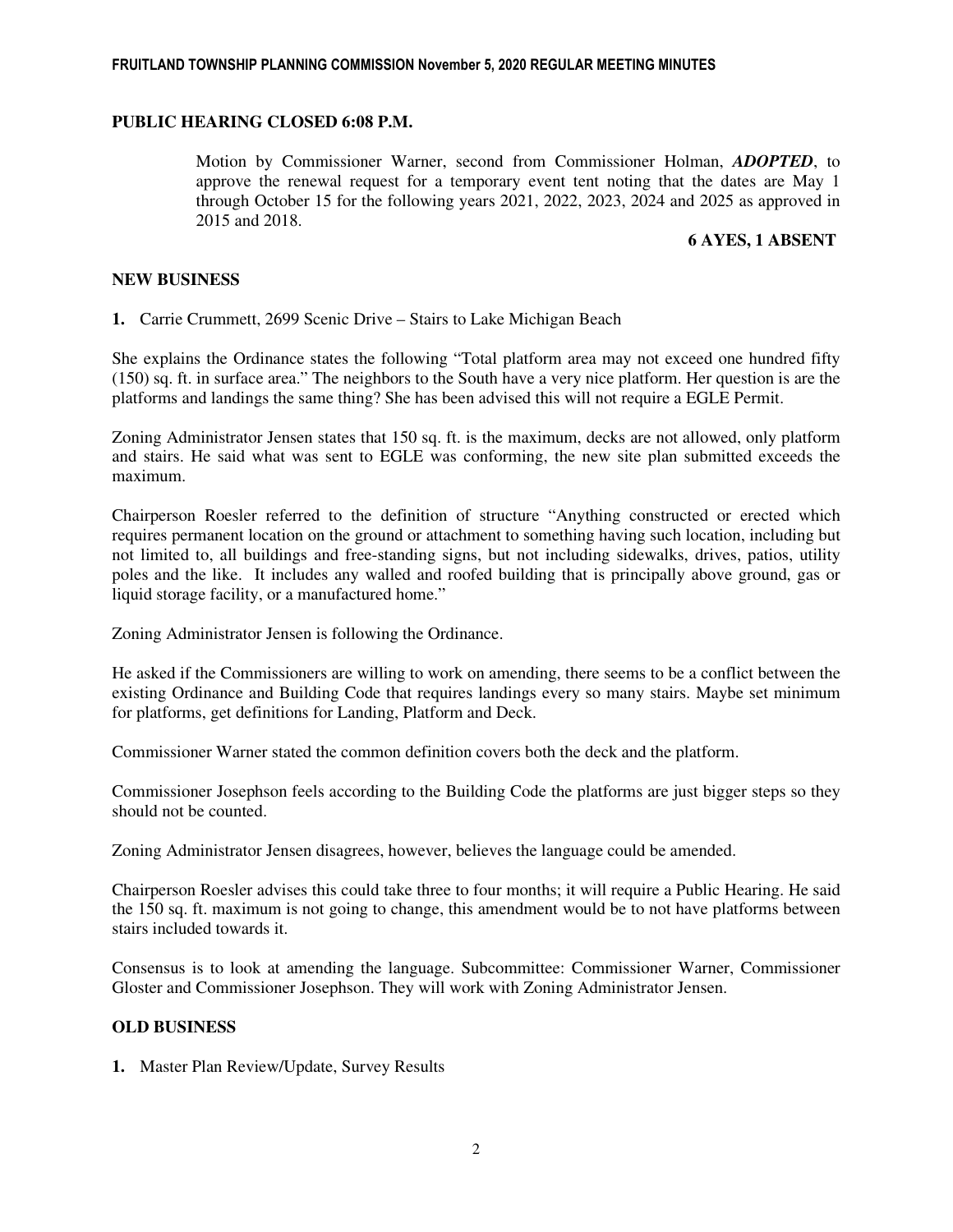**PUBLIC HEARING CLOSED 6:08 P.M.**

Motion by Commissioner Warner, second from Commissioner Holman, ***ADOPTED***, to approve the renewal request for a temporary event tent noting that the dates are May 1 through October 15 for the following years 2021, 2022, 2023, 2024 and 2025 as approved in 2015 and 2018.

**6 AYES, 1 ABSENT**

**NEW BUSINESS**

**1.** Carrie Crummett, 2699 Scenic Drive – Stairs to Lake Michigan Beach

She explains the Ordinance states the following "Total platform area may not exceed one hundred fifty (150) sq. ft. in surface area." The neighbors to the South have a very nice platform. Her question is are the platforms and landings the same thing? She has been advised this will not require a EGLE Permit.

Zoning Administrator Jensen states that 150 sq. ft. is the maximum, decks are not allowed, only platform and stairs. He said what was sent to EGLE was conforming, the new site plan submitted exceeds the maximum.

Chairperson Roesler referred to the definition of structure "Anything constructed or erected which requires permanent location on the ground or attachment to something having such location, including but not limited to, all buildings and free-standing signs, but not including sidewalks, drives, patios, utility poles and the like. It includes any walled and roofed building that is principally above ground, gas or liquid storage facility, or a manufactured home."

Zoning Administrator Jensen is following the Ordinance.

He asked if the Commissioners are willing to work on amending, there seems to be a conflict between the existing Ordinance and Building Code that requires landings every so many stairs. Maybe set minimum for platforms, get definitions for Landing, Platform and Deck.

Commissioner Warner stated the common definition covers both the deck and the platform.

Commissioner Josephson feels according to the Building Code the platforms are just bigger steps so they should not be counted.

Zoning Administrator Jensen disagrees, however, believes the language could be amended.

Chairperson Roesler advises this could take three to four months; it will require a Public Hearing. He said the 150 sq. ft. maximum is not going to change, this amendment would be to not have platforms between stairs included towards it.

Consensus is to look at amending the language. Subcommittee: Commissioner Warner, Commissioner Gloster and Commissioner Josephson. They will work with Zoning Administrator Jensen.

**OLD BUSINESS**

**1.** Master Plan Review/Update, Survey Results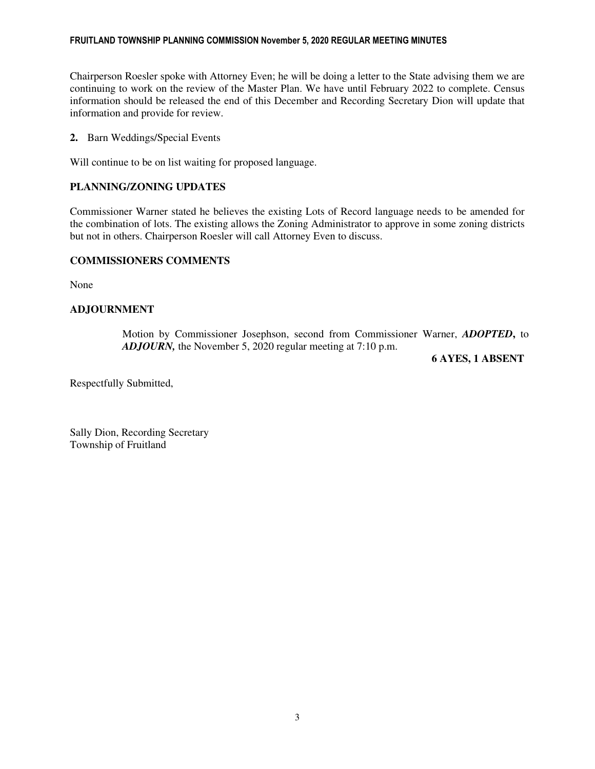Chairperson Roesler spoke with Attorney Even; he will be doing a letter to the State advising them we are continuing to work on the review of the Master Plan. We have until February 2022 to complete. Census information should be released the end of this December and Recording Secretary Dion will update that information and provide for review.

**2.** Barn Weddings/Special Events

Will continue to be on list waiting for proposed language.

## PLANNING/ZONING UPDATES

Commissioner Warner stated he believes the existing Lots of Record language needs to be amended for the combination of lots. The existing allows the Zoning Administrator to approve in some zoning districts but not in others. Chairperson Roesler will call Attorney Even to discuss.

## COMMISSIONERS COMMENTS

None

## ADJOURNMENT

Motion by Commissioner Josephson, second from Commissioner Warner, ***ADOPTED,*** to ***ADJOURN,*** the November 5, 2020 regular meeting at 7:10 p.m.

**6 AYES, 1 ABSENT**

Respectfully Submitted,

Sally Dion, Recording Secretary
Township of Fruitland